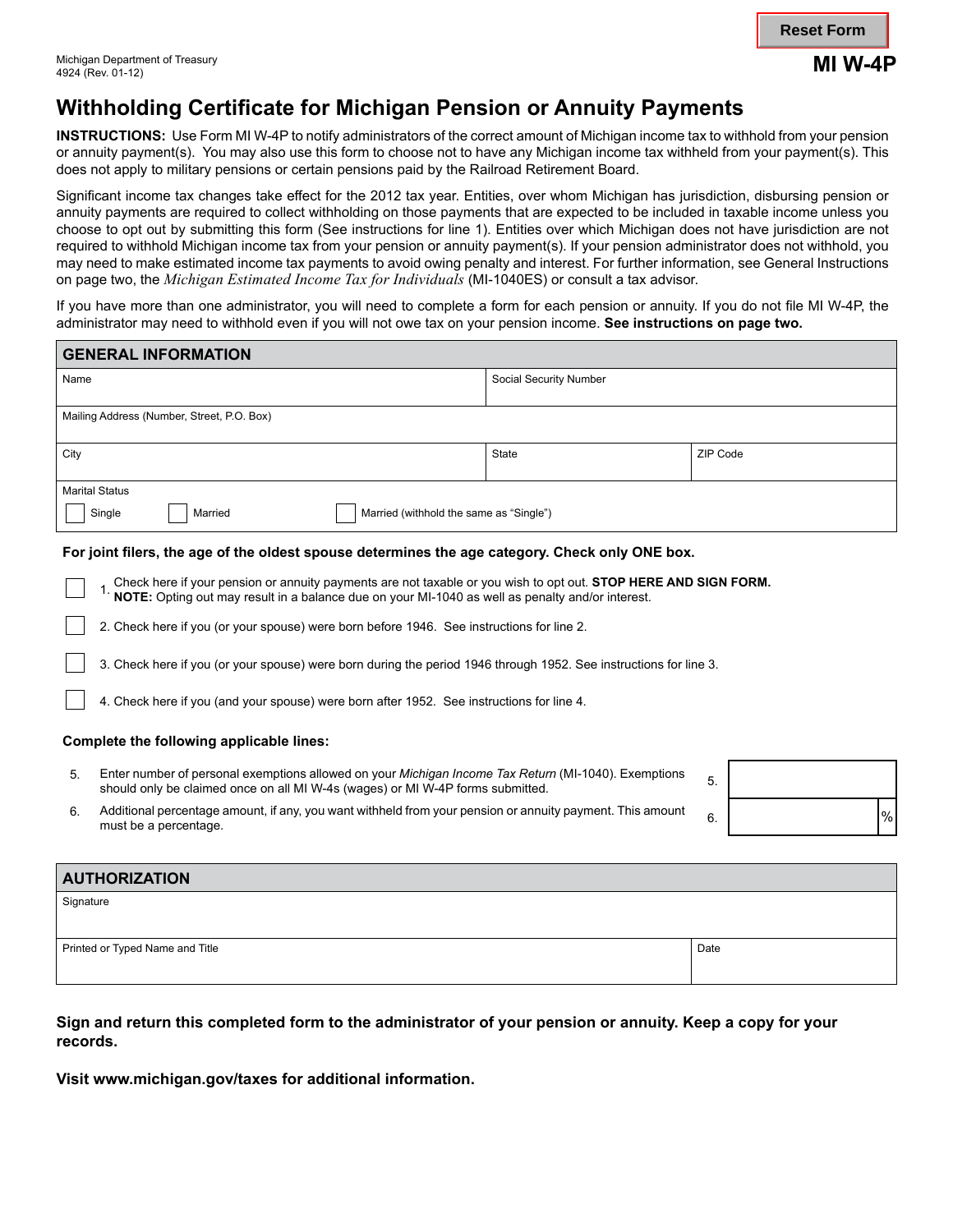Michigan Department of Treasury
4924 (Rev. 01-12)

**MI W-4P**

# Withholding Certificate for Michigan Pension or Annuity Payments

**INSTRUCTIONS:** Use Form MI W-4P to notify administrators of the correct amount of Michigan income tax to withhold from your pension or annuity payment(s). You may also use this form to choose not to have any Michigan income tax withheld from your payment(s). This does not apply to military pensions or certain pensions paid by the Railroad Retirement Board.

Significant income tax changes take effect for the 2012 tax year. Entities, over whom Michigan has jurisdiction, disbursing pension or annuity payments are required to collect withholding on those payments that are expected to be included in taxable income unless you choose to opt out by submitting this form (See instructions for line 1). Entities over which Michigan does not have jurisdiction are not required to withhold Michigan income tax from your pension or annuity payment(s). If your pension administrator does not withhold, you may need to make estimated income tax payments to avoid owing penalty and interest. For further information, see General Instructions on page two, the *Michigan Estimated Income Tax for Individuals* (MI-1040ES) or consult a tax advisor.

If you have more than one administrator, you will need to complete a form for each pension or annuity. If you do not file MI W-4P, the administrator may need to withhold even if you will not owe tax on your pension income. **See instructions on page two.**

## GENERAL INFORMATION

| Name | Social Security Number | |
|---|---|---|
| Mailing Address (Number, Street, P.O. Box) | | |
| City | State | ZIP Code |

Marital Status

☐ Single ☐ Married ☐ Married (withhold the same as "Single")

**For joint filers, the age of the oldest spouse determines the age category. Check only ONE box.**

☐ 1. Check here if your pension or annuity payments are not taxable or you wish to opt out. **STOP HERE AND SIGN FORM.** **NOTE:** Opting out may result in a balance due on your MI-1040 as well as penalty and/or interest.

☐ 2. Check here if you (or your spouse) were born before 1946. See instructions for line 2.

☐ 3. Check here if you (or your spouse) were born during the period 1946 through 1952. See instructions for line 3.

☐ 4. Check here if you (and your spouse) were born after 1952. See instructions for line 4.

**Complete the following applicable lines:**

5. Enter number of personal exemptions allowed on your *Michigan Income Tax Return* (MI-1040). Exemptions should only be claimed once on all MI W-4s (wages) or MI W-4P forms submitted. 5. ________

6. Additional percentage amount, if any, you want withheld from your pension or annuity payment. This amount must be a percentage. 6. ________ %

## AUTHORIZATION

| Signature | |
|---|---|
| Printed or Typed Name and Title | Date |

**Sign and return this completed form to the administrator of your pension or annuity. Keep a copy for your records.**

**Visit www.michigan.gov/taxes for additional information.**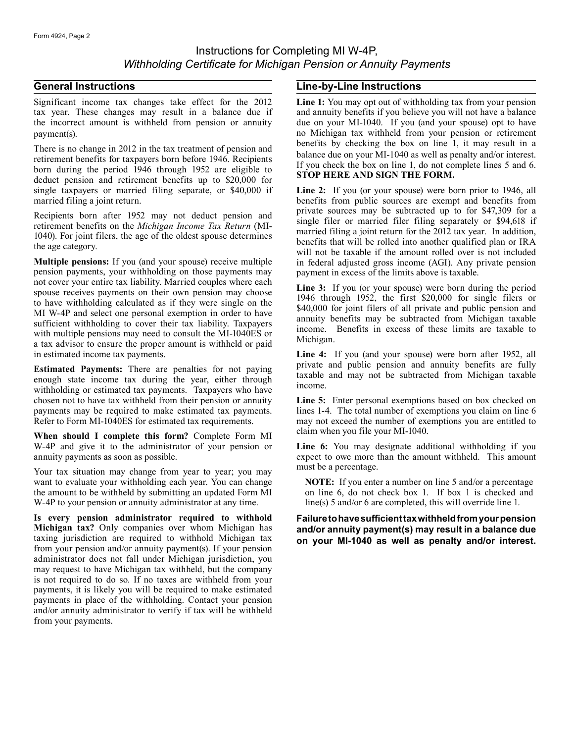# Instructions for Completing MI W-4P, *Withholding Certificate for Michigan Pension or Annuity Payments*

## General Instructions

Significant income tax changes take effect for the 2012 tax year. These changes may result in a balance due if the incorrect amount is withheld from pension or annuity payment(s).

There is no change in 2012 in the tax treatment of pension and retirement benefits for taxpayers born before 1946. Recipients born during the period 1946 through 1952 are eligible to deduct pension and retirement benefits up to $20,000 for single taxpayers or married filing separate, or $40,000 if married filing a joint return.

Recipients born after 1952 may not deduct pension and retirement benefits on the *Michigan Income Tax Return* (MI-1040). For joint filers, the age of the oldest spouse determines the age category.

**Multiple pensions:** If you (and your spouse) receive multiple pension payments, your withholding on those payments may not cover your entire tax liability. Married couples where each spouse receives payments on their own pension may choose to have withholding calculated as if they were single on the MI W-4P and select one personal exemption in order to have sufficient withholding to cover their tax liability. Taxpayers with multiple pensions may need to consult the MI-1040ES or a tax advisor to ensure the proper amount is withheld or paid in estimated income tax payments.

**Estimated Payments:** There are penalties for not paying enough state income tax during the year, either through withholding or estimated tax payments. Taxpayers who have chosen not to have tax withheld from their pension or annuity payments may be required to make estimated tax payments. Refer to Form MI-1040ES for estimated tax requirements.

**When should I complete this form?** Complete Form MI W-4P and give it to the administrator of your pension or annuity payments as soon as possible.

Your tax situation may change from year to year; you may want to evaluate your withholding each year. You can change the amount to be withheld by submitting an updated Form MI W-4P to your pension or annuity administrator at any time.

**Is every pension administrator required to withhold Michigan tax?** Only companies over whom Michigan has taxing jurisdiction are required to withhold Michigan tax from your pension and/or annuity payment(s). If your pension administrator does not fall under Michigan jurisdiction, you may request to have Michigan tax withheld, but the company is not required to do so. If no taxes are withheld from your payments, it is likely you will be required to make estimated payments in place of the withholding. Contact your pension and/or annuity administrator to verify if tax will be withheld from your payments.

## Line-by-Line Instructions

**Line 1:** You may opt out of withholding tax from your pension and annuity benefits if you believe you will not have a balance due on your MI-1040. If you (and your spouse) opt to have no Michigan tax withheld from your pension or retirement benefits by checking the box on line 1, it may result in a balance due on your MI-1040 as well as penalty and/or interest. If you check the box on line 1, do not complete lines 5 and 6. **STOP HERE AND SIGN THE FORM.**

**Line 2:** If you (or your spouse) were born prior to 1946, all benefits from public sources are exempt and benefits from private sources may be subtracted up to for $47,309 for a single filer or married filer filing separately or $94,618 if married filing a joint return for the 2012 tax year. In addition, benefits that will be rolled into another qualified plan or IRA will not be taxable if the amount rolled over is not included in federal adjusted gross income (AGI). Any private pension payment in excess of the limits above is taxable.

**Line 3:** If you (or your spouse) were born during the period 1946 through 1952, the first $20,000 for single filers or $40,000 for joint filers of all private and public pension and annuity benefits may be subtracted from Michigan taxable income. Benefits in excess of these limits are taxable to Michigan.

**Line 4:** If you (and your spouse) were born after 1952, all private and public pension and annuity benefits are fully taxable and may not be subtracted from Michigan taxable income.

**Line 5:** Enter personal exemptions based on box checked on lines 1-4. The total number of exemptions you claim on line 6 may not exceed the number of exemptions you are entitled to claim when you file your MI-1040.

**Line 6:** You may designate additional withholding if you expect to owe more than the amount withheld. This amount must be a percentage.

> **NOTE:** If you enter a number on line 5 and/or a percentage on line 6, do not check box 1. If box 1 is checked and line(s) 5 and/or 6 are completed, this will override line 1.

**Failure to have sufficient tax withheld from your pension and/or annuity payment(s) may result in a balance due on your MI-1040 as well as penalty and/or interest.**